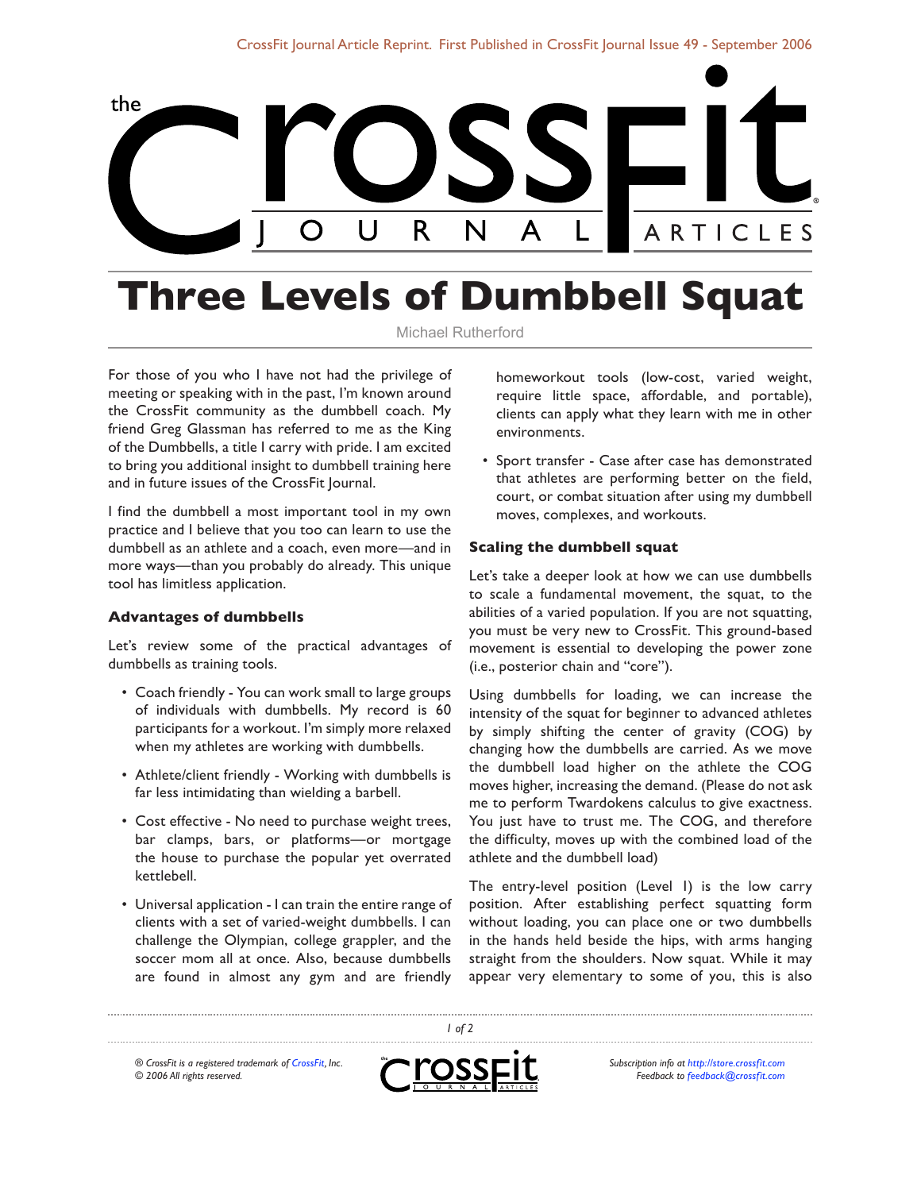# Three Levels of Dumbbell Squat

Michael Rutherford

For those of you who I have not had the privilege of meeting or speaking with in the past, I'm known around the CrossFit community as the dumbbell coach. My friend Greg Glassman has referred to me as the King of the Dumbbells, a title I carry with pride. I am excited to bring you additional insight to dumbbell training here and in future issues of the CrossFit Journal.

I find the dumbbell a most important tool in my own practice and I believe that you too can learn to use the dumbbell as an athlete and a coach, even more—and in more ways—than you probably do already. This unique tool has limitless application.

### Advantages of dumbbells

Let's review some of the practical advantages of dumbbells as training tools.

- Coach friendly - You can work small to large groups of individuals with dumbbells. My record is 60 participants for a workout. I'm simply more relaxed when my athletes are working with dumbbells.
- Athlete/client friendly - Working with dumbbells is far less intimidating than wielding a barbell.
- Cost effective - No need to purchase weight trees, bar clamps, bars, or platforms—or mortgage the house to purchase the popular yet overrated kettlebell.
- Universal application - I can train the entire range of clients with a set of varied-weight dumbbells. I can challenge the Olympian, college grappler, and the soccer mom all at once. Also, because dumbbells are found in almost any gym and are friendly homeworkout tools (low-cost, varied weight, require little space, affordable, and portable), clients can apply what they learn with me in other environments.
- Sport transfer - Case after case has demonstrated that athletes are performing better on the field, court, or combat situation after using my dumbbell moves, complexes, and workouts.

### Scaling the dumbbell squat

Let's take a deeper look at how we can use dumbbells to scale a fundamental movement, the squat, to the abilities of a varied population. If you are not squatting, you must be very new to CrossFit. This ground-based movement is essential to developing the power zone (i.e., posterior chain and "core").

Using dumbbells for loading, we can increase the intensity of the squat for beginner to advanced athletes by simply shifting the center of gravity (COG) by changing how the dumbbells are carried. As we move the dumbbell load higher on the athlete the COG moves higher, increasing the demand. (Please do not ask me to perform Twardokens calculus to give exactness. You just have to trust me. The COG, and therefore the difficulty, moves up with the combined load of the athlete and the dumbbell load)

The entry-level position (Level 1) is the low carry position. After establishing perfect squatting form without loading, you can place one or two dumbbells in the hands held beside the hips, with arms hanging straight from the shoulders. Now squat. While it may appear very elementary to some of you, this is also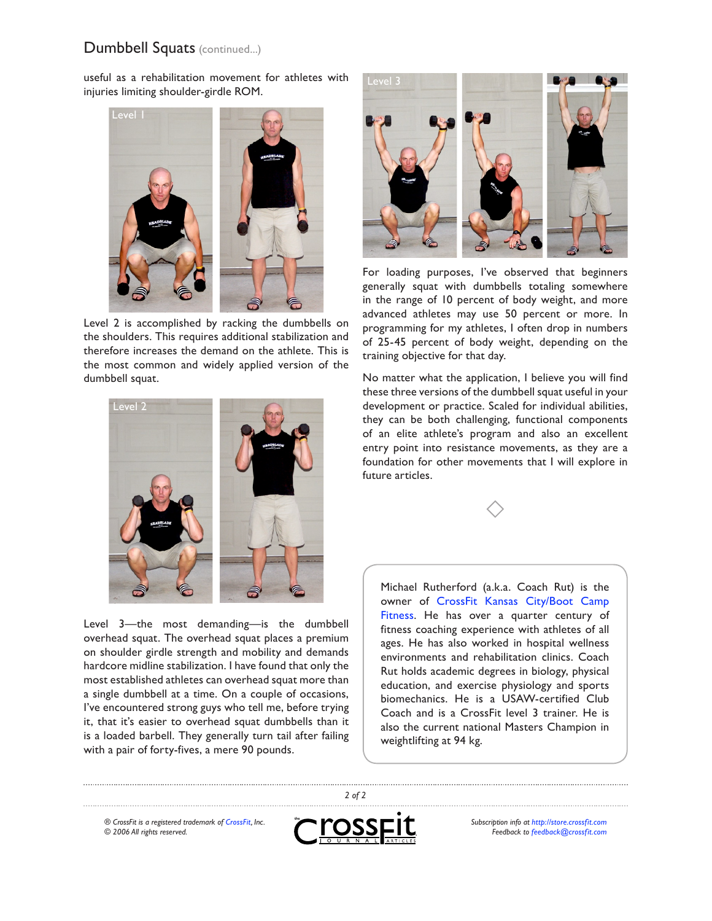# Dumbbell Squats (continued...)

useful as a rehabilitation movement for athletes with injuries limiting shoulder-girdle ROM.

Level 1

Level 2 is accomplished by racking the dumbbells on the shoulders. This requires additional stabilization and therefore increases the demand on the athlete. This is the most common and widely applied version of the dumbbell squat.

Level 2

Level 3—the most demanding—is the dumbbell overhead squat. The overhead squat places a premium on shoulder girdle strength and mobility and demands hardcore midline stabilization. I have found that only the most established athletes can overhead squat more than a single dumbbell at a time. On a couple of occasions, I've encountered strong guys who tell me, before trying it, that it's easier to overhead squat dumbbells than it is a loaded barbell. They generally turn tail after failing with a pair of forty-fives, a mere 90 pounds.

Level 3

For loading purposes, I've observed that beginners generally squat with dumbbells totaling somewhere in the range of 10 percent of body weight, and more advanced athletes may use 50 percent or more. In programming for my athletes, I often drop in numbers of 25-45 percent of body weight, depending on the training objective for that day.

No matter what the application, I believe you will find these three versions of the dumbbell squat useful in your development or practice. Scaled for individual abilities, they can be both challenging, functional components of an elite athlete's program and also an excellent entry point into resistance movements, as they are a foundation for other movements that I will explore in future articles.

◇

Michael Rutherford (a.k.a. Coach Rut) is the owner of CrossFit Kansas City/Boot Camp Fitness. He has over a quarter century of fitness coaching experience with athletes of all ages. He has also worked in hospital wellness environments and rehabilitation clinics. Coach Rut holds academic degrees in biology, physical education, and exercise physiology and sports biomechanics. He is a USAW-certified Club Coach and is a CrossFit level 3 trainer. He is also the current national Masters Champion in weightlifting at 94 kg.